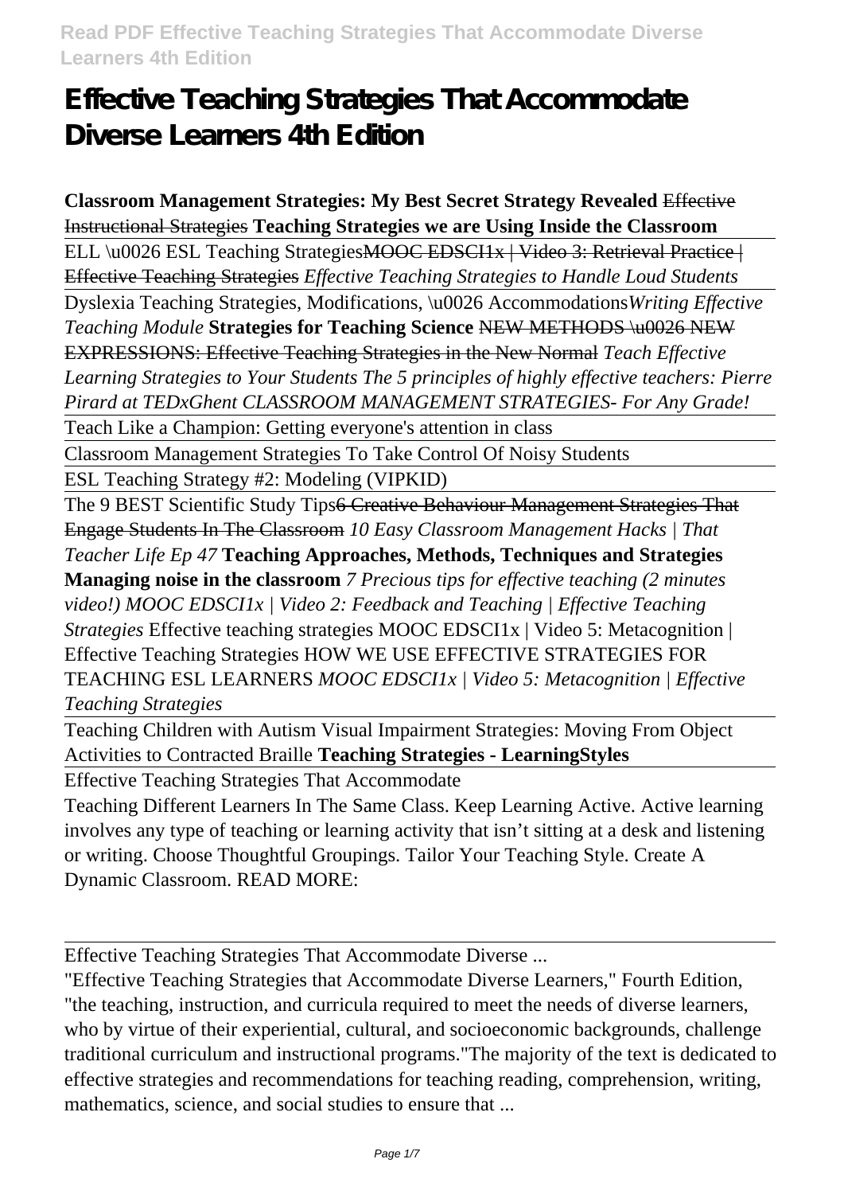# Effective Teaching Strategies That Accommodate Diverse Learners 4th Edition

**Classroom Management Strategies: My Best Secret Strategy Revealed** ~~Effective Instructional Strategies~~ **Teaching Strategies we are Using Inside the Classroom**

ELL \u0026 ESL Teaching Strategies~~MOOC EDSCI1x | Video 3: Retrieval Practice | Effective Teaching Strategies~~ *Effective Teaching Strategies to Handle Loud Students*

Dyslexia Teaching Strategies, Modifications, \u0026 Accommodations*Writing Effective Teaching Module* **Strategies for Teaching Science** ~~NEW METHODS \u0026 NEW EXPRESSIONS: Effective Teaching Strategies in the New Normal~~ *Teach Effective Learning Strategies to Your Students The 5 principles of highly effective teachers: Pierre Pirard at TEDxGhent CLASSROOM MANAGEMENT STRATEGIES- For Any Grade!*

Teach Like a Champion: Getting everyone's attention in class

Classroom Management Strategies To Take Control Of Noisy Students

ESL Teaching Strategy #2: Modeling (VIPKID)

The 9 BEST Scientific Study Tips~~6 Creative Behaviour Management Strategies That Engage Students In The Classroom~~ *10 Easy Classroom Management Hacks | That Teacher Life Ep 47* **Teaching Approaches, Methods, Techniques and Strategies Managing noise in the classroom** *7 Precious tips for effective teaching (2 minutes video!) MOOC EDSCI1x | Video 2: Feedback and Teaching | Effective Teaching Strategies* Effective teaching strategies MOOC EDSCI1x | Video 5: Metacognition | Effective Teaching Strategies HOW WE USE EFFECTIVE STRATEGIES FOR TEACHING ESL LEARNERS *MOOC EDSCI1x | Video 5: Metacognition | Effective Teaching Strategies*

Teaching Children with Autism Visual Impairment Strategies: Moving From Object Activities to Contracted Braille **Teaching Strategies - LearningStyles**

Effective Teaching Strategies That Accommodate

Teaching Different Learners In The Same Class. Keep Learning Active. Active learning involves any type of teaching or learning activity that isn't sitting at a desk and listening or writing. Choose Thoughtful Groupings. Tailor Your Teaching Style. Create A Dynamic Classroom. READ MORE:

Effective Teaching Strategies That Accommodate Diverse ...

"Effective Teaching Strategies that Accommodate Diverse Learners," Fourth Edition, "the teaching, instruction, and curricula required to meet the needs of diverse learners, who by virtue of their experiential, cultural, and socioeconomic backgrounds, challenge traditional curriculum and instructional programs."The majority of the text is dedicated to effective strategies and recommendations for teaching reading, comprehension, writing, mathematics, science, and social studies to ensure that ...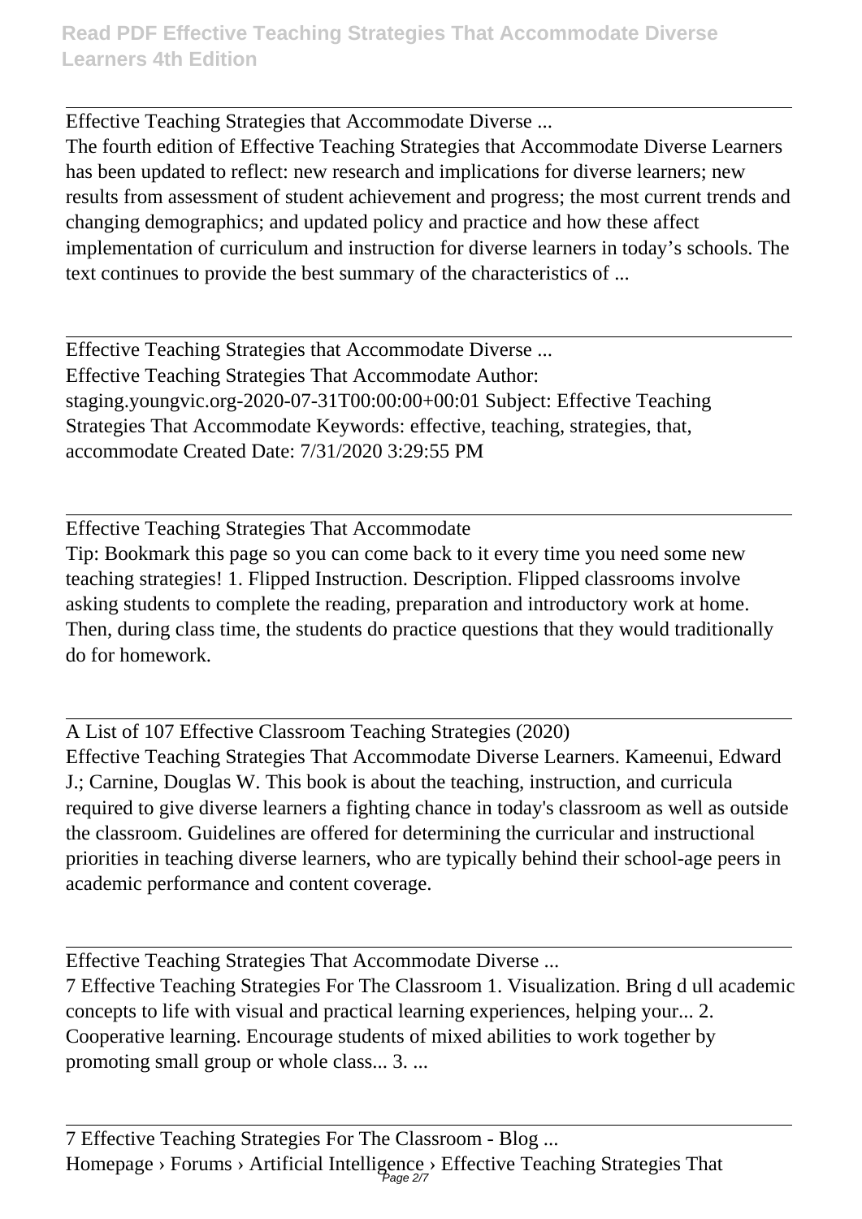Effective Teaching Strategies that Accommodate Diverse ...

The fourth edition of Effective Teaching Strategies that Accommodate Diverse Learners has been updated to reflect: new research and implications for diverse learners; new results from assessment of student achievement and progress; the most current trends and changing demographics; and updated policy and practice and how these affect implementation of curriculum and instruction for diverse learners in today's schools. The text continues to provide the best summary of the characteristics of ...

Effective Teaching Strategies that Accommodate Diverse ...

Effective Teaching Strategies That Accommodate Author: staging.youngvic.org-2020-07-31T00:00:00+00:01 Subject: Effective Teaching Strategies That Accommodate Keywords: effective, teaching, strategies, that, accommodate Created Date: 7/31/2020 3:29:55 PM

Effective Teaching Strategies That Accommodate

Tip: Bookmark this page so you can come back to it every time you need some new teaching strategies! 1. Flipped Instruction. Description. Flipped classrooms involve asking students to complete the reading, preparation and introductory work at home. Then, during class time, the students do practice questions that they would traditionally do for homework.

A List of 107 Effective Classroom Teaching Strategies (2020)

Effective Teaching Strategies That Accommodate Diverse Learners. Kameenui, Edward J.; Carnine, Douglas W. This book is about the teaching, instruction, and curricula required to give diverse learners a fighting chance in today's classroom as well as outside the classroom. Guidelines are offered for determining the curricular and instructional priorities in teaching diverse learners, who are typically behind their school-age peers in academic performance and content coverage.

Effective Teaching Strategies That Accommodate Diverse ...

7 Effective Teaching Strategies For The Classroom 1. Visualization. Bring d ull academic concepts to life with visual and practical learning experiences, helping your... 2. Cooperative learning. Encourage students of mixed abilities to work together by promoting small group or whole class... 3. ...

7 Effective Teaching Strategies For The Classroom - Blog ...

Homepage › Forums › Artificial Intelligence › Effective Teaching Strategies That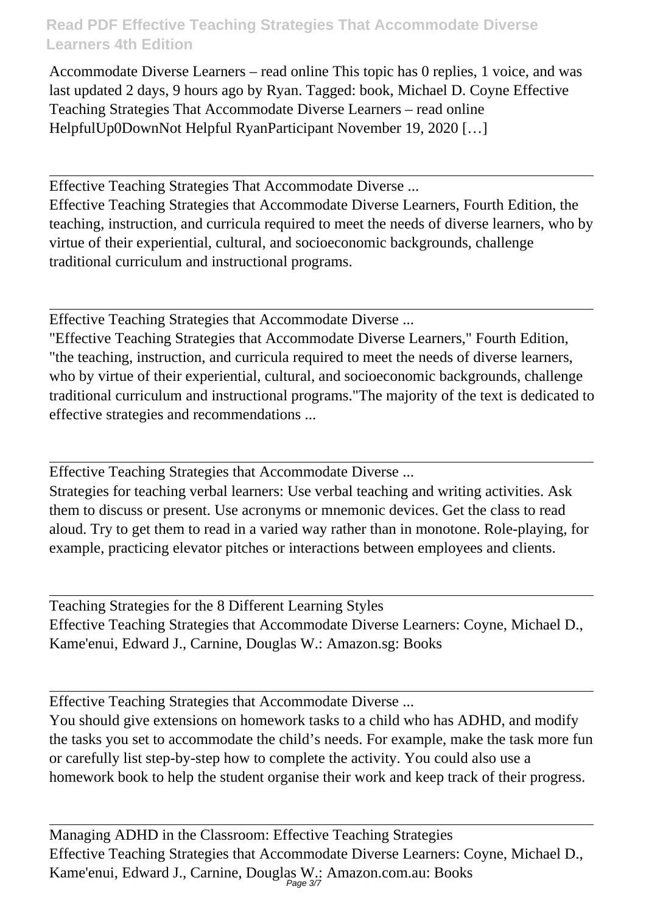Accommodate Diverse Learners – read online This topic has 0 replies, 1 voice, and was last updated 2 days, 9 hours ago by Ryan. Tagged: book, Michael D. Coyne Effective Teaching Strategies That Accommodate Diverse Learners – read online HelpfulUp0DownNot Helpful RyanParticipant November 19, 2020 […]

---

Effective Teaching Strategies That Accommodate Diverse ...

Effective Teaching Strategies that Accommodate Diverse Learners, Fourth Edition, the teaching, instruction, and curricula required to meet the needs of diverse learners, who by virtue of their experiential, cultural, and socioeconomic backgrounds, challenge traditional curriculum and instructional programs.

---

Effective Teaching Strategies that Accommodate Diverse ...

"Effective Teaching Strategies that Accommodate Diverse Learners," Fourth Edition, "the teaching, instruction, and curricula required to meet the needs of diverse learners, who by virtue of their experiential, cultural, and socioeconomic backgrounds, challenge traditional curriculum and instructional programs."The majority of the text is dedicated to effective strategies and recommendations ...

---

Effective Teaching Strategies that Accommodate Diverse ...

Strategies for teaching verbal learners: Use verbal teaching and writing activities. Ask them to discuss or present. Use acronyms or mnemonic devices. Get the class to read aloud. Try to get them to read in a varied way rather than in monotone. Role-playing, for example, practicing elevator pitches or interactions between employees and clients.

---

Teaching Strategies for the 8 Different Learning Styles

Effective Teaching Strategies that Accommodate Diverse Learners: Coyne, Michael D., Kame'enui, Edward J., Carnine, Douglas W.: Amazon.sg: Books

---

Effective Teaching Strategies that Accommodate Diverse ...

You should give extensions on homework tasks to a child who has ADHD, and modify the tasks you set to accommodate the child's needs. For example, make the task more fun or carefully list step-by-step how to complete the activity. You could also use a homework book to help the student organise their work and keep track of their progress.

---

Managing ADHD in the Classroom: Effective Teaching Strategies

Effective Teaching Strategies that Accommodate Diverse Learners: Coyne, Michael D., Kame'enui, Edward J., Carnine, Douglas W.: Amazon.com.au: Books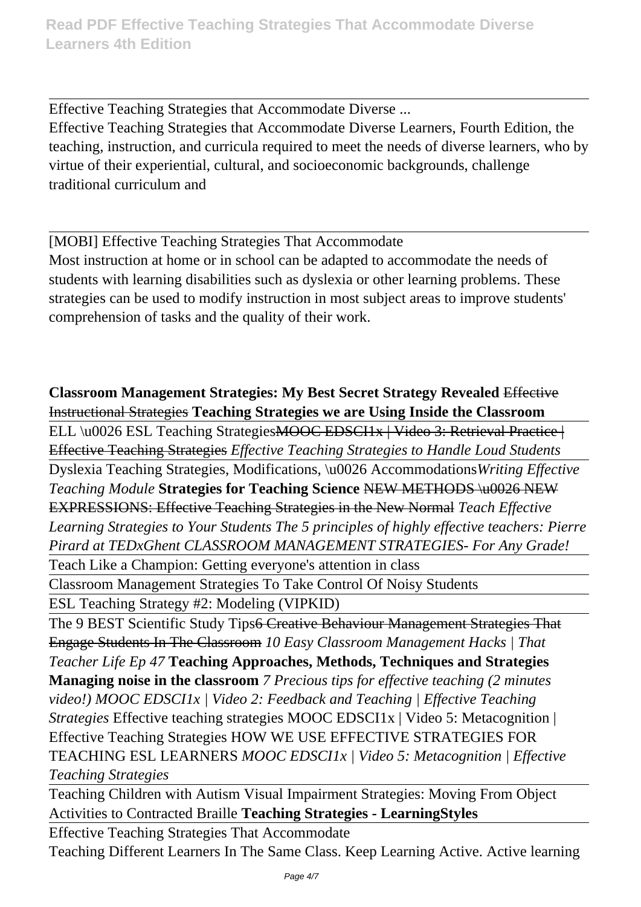Effective Teaching Strategies that Accommodate Diverse ...

Effective Teaching Strategies that Accommodate Diverse Learners, Fourth Edition, the teaching, instruction, and curricula required to meet the needs of diverse learners, who by virtue of their experiential, cultural, and socioeconomic backgrounds, challenge traditional curriculum and

[MOBI] Effective Teaching Strategies That Accommodate

Most instruction at home or in school can be adapted to accommodate the needs of students with learning disabilities such as dyslexia or other learning problems. These strategies can be used to modify instruction in most subject areas to improve students' comprehension of tasks and the quality of their work.

**Classroom Management Strategies: My Best Secret Strategy Revealed** ~~Effective Instructional Strategies~~ **Teaching Strategies we are Using Inside the Classroom**

ELL \u0026 ESL Teaching Strategies~~MOOC EDSCI1x | Video 3: Retrieval Practice | Effective Teaching Strategies~~ *Effective Teaching Strategies to Handle Loud Students*

Dyslexia Teaching Strategies, Modifications, \u0026 Accommodations*Writing Effective Teaching Module* **Strategies for Teaching Science** ~~NEW METHODS \u0026 NEW EXPRESSIONS: Effective Teaching Strategies in the New Normal~~ *Teach Effective Learning Strategies to Your Students The 5 principles of highly effective teachers: Pierre Pirard at TEDxGhent CLASSROOM MANAGEMENT STRATEGIES- For Any Grade!*

Teach Like a Champion: Getting everyone's attention in class

Classroom Management Strategies To Take Control Of Noisy Students

ESL Teaching Strategy #2: Modeling (VIPKID)

The 9 BEST Scientific Study Tips~~6 Creative Behaviour Management Strategies That Engage Students In The Classroom~~ *10 Easy Classroom Management Hacks | That Teacher Life Ep 47* **Teaching Approaches, Methods, Techniques and Strategies Managing noise in the classroom** *7 Precious tips for effective teaching (2 minutes video!) MOOC EDSCI1x | Video 2: Feedback and Teaching | Effective Teaching Strategies* Effective teaching strategies MOOC EDSCI1x | Video 5: Metacognition | Effective Teaching Strategies HOW WE USE EFFECTIVE STRATEGIES FOR TEACHING ESL LEARNERS *MOOC EDSCI1x | Video 5: Metacognition | Effective Teaching Strategies*

Teaching Children with Autism Visual Impairment Strategies: Moving From Object Activities to Contracted Braille **Teaching Strategies - LearningStyles**

Effective Teaching Strategies That Accommodate

Teaching Different Learners In The Same Class. Keep Learning Active. Active learning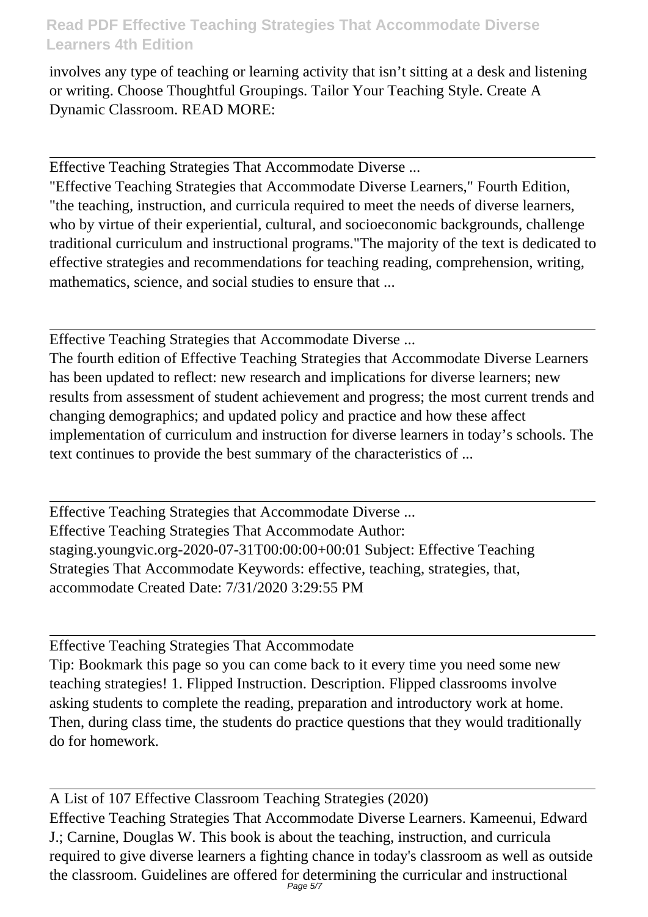involves any type of teaching or learning activity that isn't sitting at a desk and listening or writing. Choose Thoughtful Groupings. Tailor Your Teaching Style. Create A Dynamic Classroom. READ MORE:

---

Effective Teaching Strategies That Accommodate Diverse ...

"Effective Teaching Strategies that Accommodate Diverse Learners," Fourth Edition, "the teaching, instruction, and curricula required to meet the needs of diverse learners, who by virtue of their experiential, cultural, and socioeconomic backgrounds, challenge traditional curriculum and instructional programs."The majority of the text is dedicated to effective strategies and recommendations for teaching reading, comprehension, writing, mathematics, science, and social studies to ensure that ...

---

Effective Teaching Strategies that Accommodate Diverse ...

The fourth edition of Effective Teaching Strategies that Accommodate Diverse Learners has been updated to reflect: new research and implications for diverse learners; new results from assessment of student achievement and progress; the most current trends and changing demographics; and updated policy and practice and how these affect implementation of curriculum and instruction for diverse learners in today's schools. The text continues to provide the best summary of the characteristics of ...

---

Effective Teaching Strategies that Accommodate Diverse ...

Effective Teaching Strategies That Accommodate Author: staging.youngvic.org-2020-07-31T00:00:00+00:01 Subject: Effective Teaching Strategies That Accommodate Keywords: effective, teaching, strategies, that, accommodate Created Date: 7/31/2020 3:29:55 PM

---

Effective Teaching Strategies That Accommodate

Tip: Bookmark this page so you can come back to it every time you need some new teaching strategies! 1. Flipped Instruction. Description. Flipped classrooms involve asking students to complete the reading, preparation and introductory work at home. Then, during class time, the students do practice questions that they would traditionally do for homework.

---

A List of 107 Effective Classroom Teaching Strategies (2020)

Effective Teaching Strategies That Accommodate Diverse Learners. Kameenui, Edward J.; Carnine, Douglas W. This book is about the teaching, instruction, and curricula required to give diverse learners a fighting chance in today's classroom as well as outside the classroom. Guidelines are offered for determining the curricular and instructional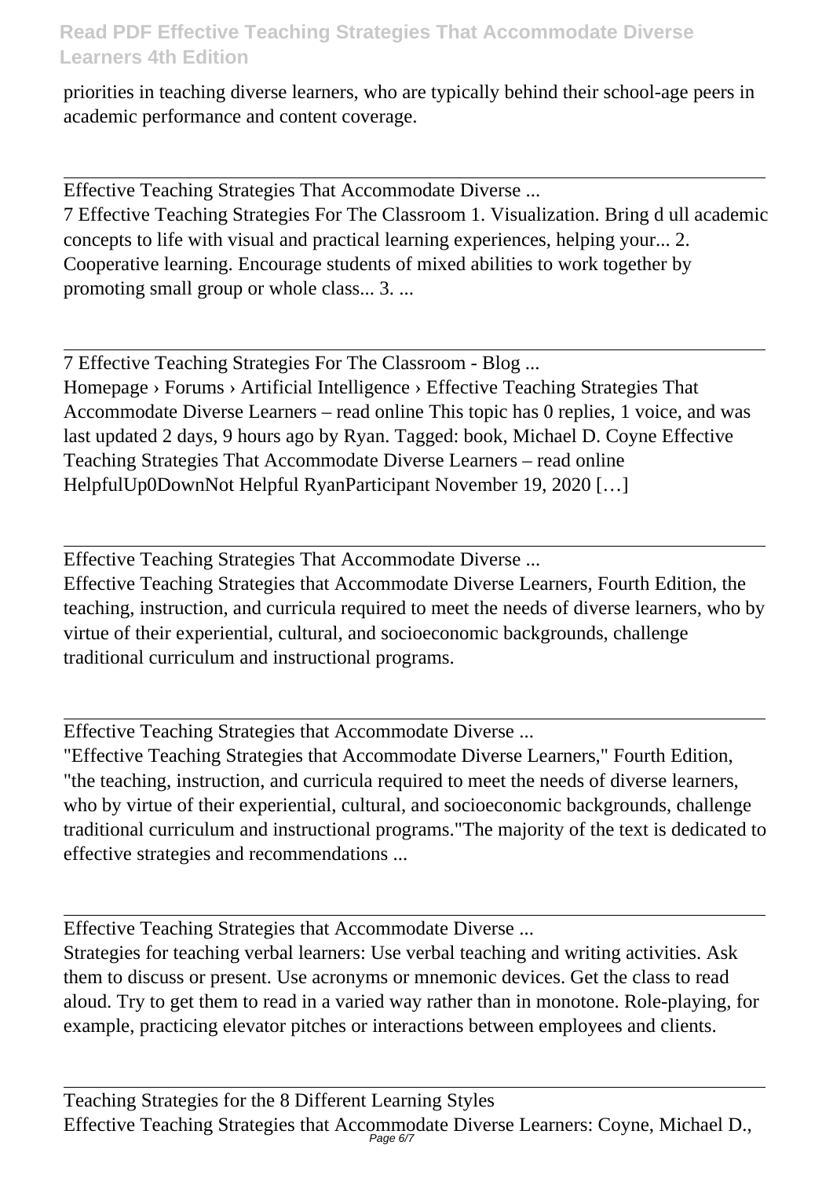priorities in teaching diverse learners, who are typically behind their school-age peers in academic performance and content coverage.

---

Effective Teaching Strategies That Accommodate Diverse ...

7 Effective Teaching Strategies For The Classroom 1. Visualization. Bring d ull academic concepts to life with visual and practical learning experiences, helping your... 2. Cooperative learning. Encourage students of mixed abilities to work together by promoting small group or whole class... 3. ...

---

7 Effective Teaching Strategies For The Classroom - Blog ...

Homepage › Forums › Artificial Intelligence › Effective Teaching Strategies That Accommodate Diverse Learners – read online This topic has 0 replies, 1 voice, and was last updated 2 days, 9 hours ago by Ryan. Tagged: book, Michael D. Coyne Effective Teaching Strategies That Accommodate Diverse Learners – read online HelpfulUp0DownNot Helpful RyanParticipant November 19, 2020 […]

---

Effective Teaching Strategies That Accommodate Diverse ...

Effective Teaching Strategies that Accommodate Diverse Learners, Fourth Edition, the teaching, instruction, and curricula required to meet the needs of diverse learners, who by virtue of their experiential, cultural, and socioeconomic backgrounds, challenge traditional curriculum and instructional programs.

---

Effective Teaching Strategies that Accommodate Diverse ...

"Effective Teaching Strategies that Accommodate Diverse Learners," Fourth Edition, "the teaching, instruction, and curricula required to meet the needs of diverse learners, who by virtue of their experiential, cultural, and socioeconomic backgrounds, challenge traditional curriculum and instructional programs."The majority of the text is dedicated to effective strategies and recommendations ...

---

Effective Teaching Strategies that Accommodate Diverse ...

Strategies for teaching verbal learners: Use verbal teaching and writing activities. Ask them to discuss or present. Use acronyms or mnemonic devices. Get the class to read aloud. Try to get them to read in a varied way rather than in monotone. Role-playing, for example, practicing elevator pitches or interactions between employees and clients.

---

Teaching Strategies for the 8 Different Learning Styles

Effective Teaching Strategies that Accommodate Diverse Learners: Coyne, Michael D.,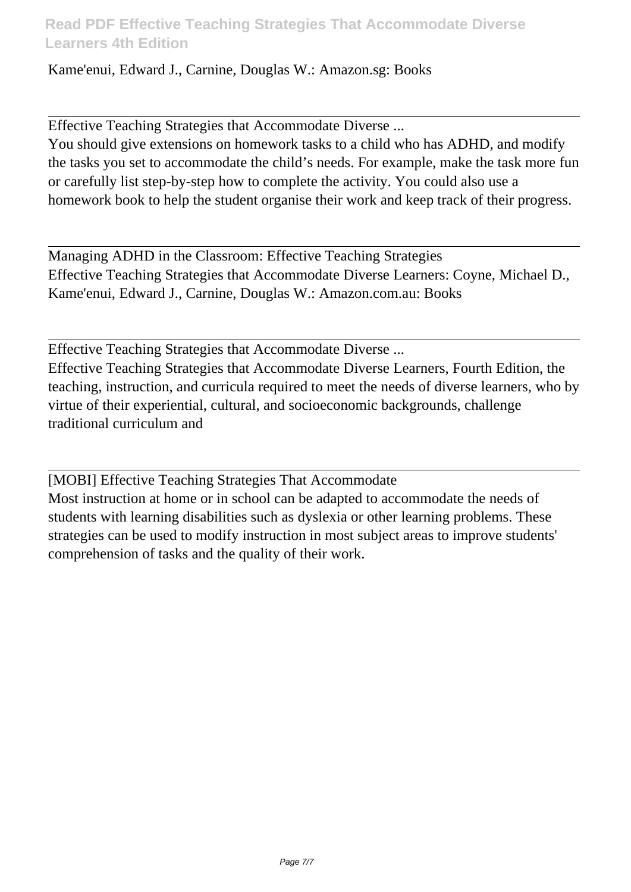Kame'enui, Edward J., Carnine, Douglas W.: Amazon.sg: Books

---

Effective Teaching Strategies that Accommodate Diverse ...

You should give extensions on homework tasks to a child who has ADHD, and modify the tasks you set to accommodate the child's needs. For example, make the task more fun or carefully list step-by-step how to complete the activity. You could also use a homework book to help the student organise their work and keep track of their progress.

---

Managing ADHD in the Classroom: Effective Teaching Strategies

Effective Teaching Strategies that Accommodate Diverse Learners: Coyne, Michael D., Kame'enui, Edward J., Carnine, Douglas W.: Amazon.com.au: Books

---

Effective Teaching Strategies that Accommodate Diverse ...

Effective Teaching Strategies that Accommodate Diverse Learners, Fourth Edition, the teaching, instruction, and curricula required to meet the needs of diverse learners, who by virtue of their experiential, cultural, and socioeconomic backgrounds, challenge traditional curriculum and

---

[MOBI] Effective Teaching Strategies That Accommodate

Most instruction at home or in school can be adapted to accommodate the needs of students with learning disabilities such as dyslexia or other learning problems. These strategies can be used to modify instruction in most subject areas to improve students' comprehension of tasks and the quality of their work.